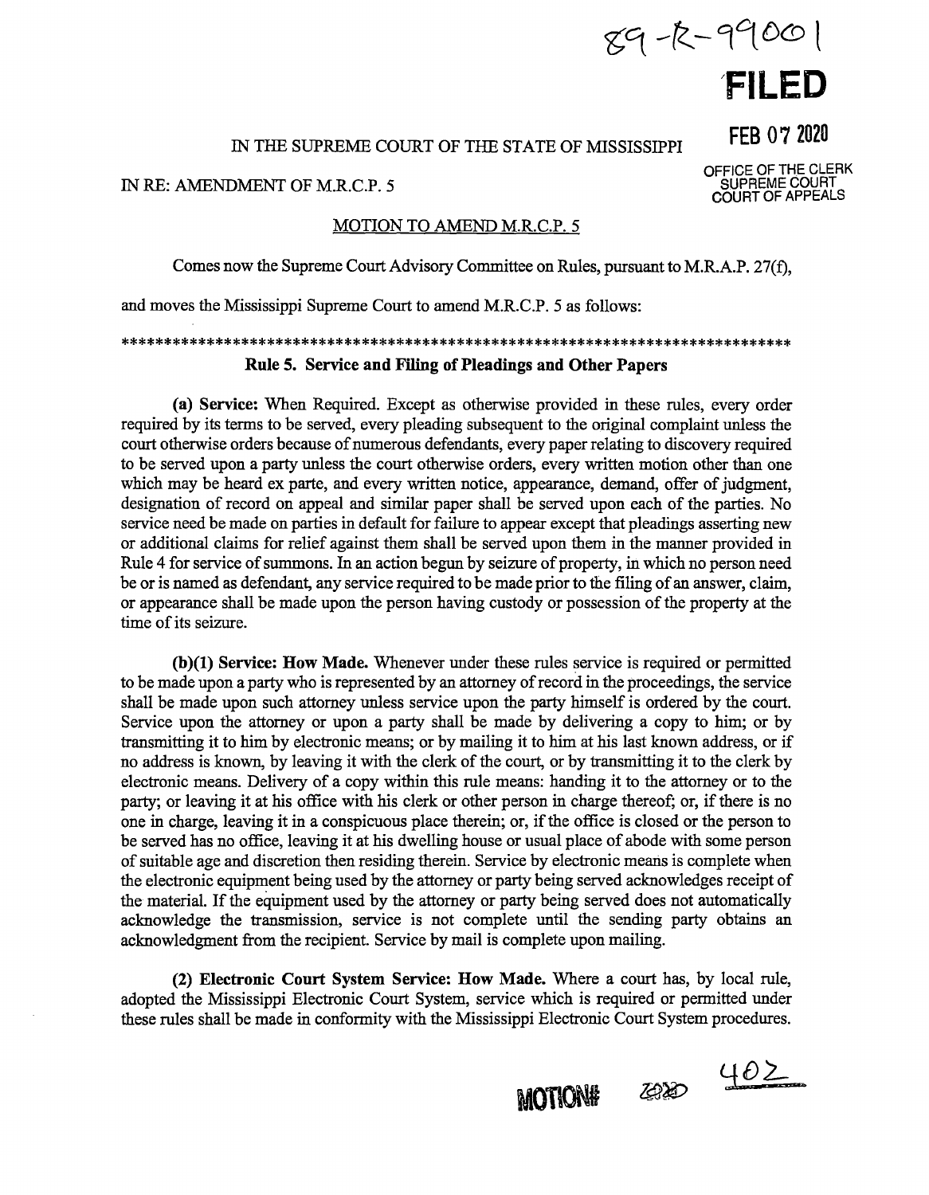89-R-99001

**FILED**

FEB 07 2020

OFFICE OF THE CLERK
SUPREME COURT
COURT OF APPEALS

IN THE SUPREME COURT OF THE STATE OF MISSISSIPPI

IN RE: AMENDMENT OF M.R.C.P. 5

MOTION TO AMEND M.R.C.P. 5

Comes now the Supreme Court Advisory Committee on Rules, pursuant to M.R.A.P. 27(f), and moves the Mississippi Supreme Court to amend M.R.C.P. 5 as follows:

\*\*\*\*\*\*\*\*\*\*\*\*\*\*\*\*\*\*\*\*\*\*\*\*\*\*\*\*\*\*\*\*\*\*\*\*\*\*\*\*\*\*\*\*\*\*\*\*\*\*\*\*\*\*\*\*\*\*\*\*\*\*\*\*\*\*\*\*\*\*\*\*\*\*\*\*

**Rule 5. Service and Filing of Pleadings and Other Papers**

**(a) Service:** When Required. Except as otherwise provided in these rules, every order required by its terms to be served, every pleading subsequent to the original complaint unless the court otherwise orders because of numerous defendants, every paper relating to discovery required to be served upon a party unless the court otherwise orders, every written motion other than one which may be heard ex parte, and every written notice, appearance, demand, offer of judgment, designation of record on appeal and similar paper shall be served upon each of the parties. No service need be made on parties in default for failure to appear except that pleadings asserting new or additional claims for relief against them shall be served upon them in the manner provided in Rule 4 for service of summons. In an action begun by seizure of property, in which no person need be or is named as defendant, any service required to be made prior to the filing of an answer, claim, or appearance shall be made upon the person having custody or possession of the property at the time of its seizure.

**(b)(1) Service: How Made.** Whenever under these rules service is required or permitted to be made upon a party who is represented by an attorney of record in the proceedings, the service shall be made upon such attorney unless service upon the party himself is ordered by the court. Service upon the attorney or upon a party shall be made by delivering a copy to him; or by transmitting it to him by electronic means; or by mailing it to him at his last known address, or if no address is known, by leaving it with the clerk of the court, or by transmitting it to the clerk by electronic means. Delivery of a copy within this rule means: handing it to the attorney or to the party; or leaving it at his office with his clerk or other person in charge thereof; or, if there is no one in charge, leaving it in a conspicuous place therein; or, if the office is closed or the person to be served has no office, leaving it at his dwelling house or usual place of abode with some person of suitable age and discretion then residing therein. Service by electronic means is complete when the electronic equipment being used by the attorney or party being served acknowledges receipt of the material. If the equipment used by the attorney or party being served does not automatically acknowledge the transmission, service is not complete until the sending party obtains an acknowledgment from the recipient. Service by mail is complete upon mailing.

**(2) Electronic Court System Service: How Made.** Where a court has, by local rule, adopted the Mississippi Electronic Court System, service which is required or permitted under these rules shall be made in conformity with the Mississippi Electronic Court System procedures.

MOTION# 2020 402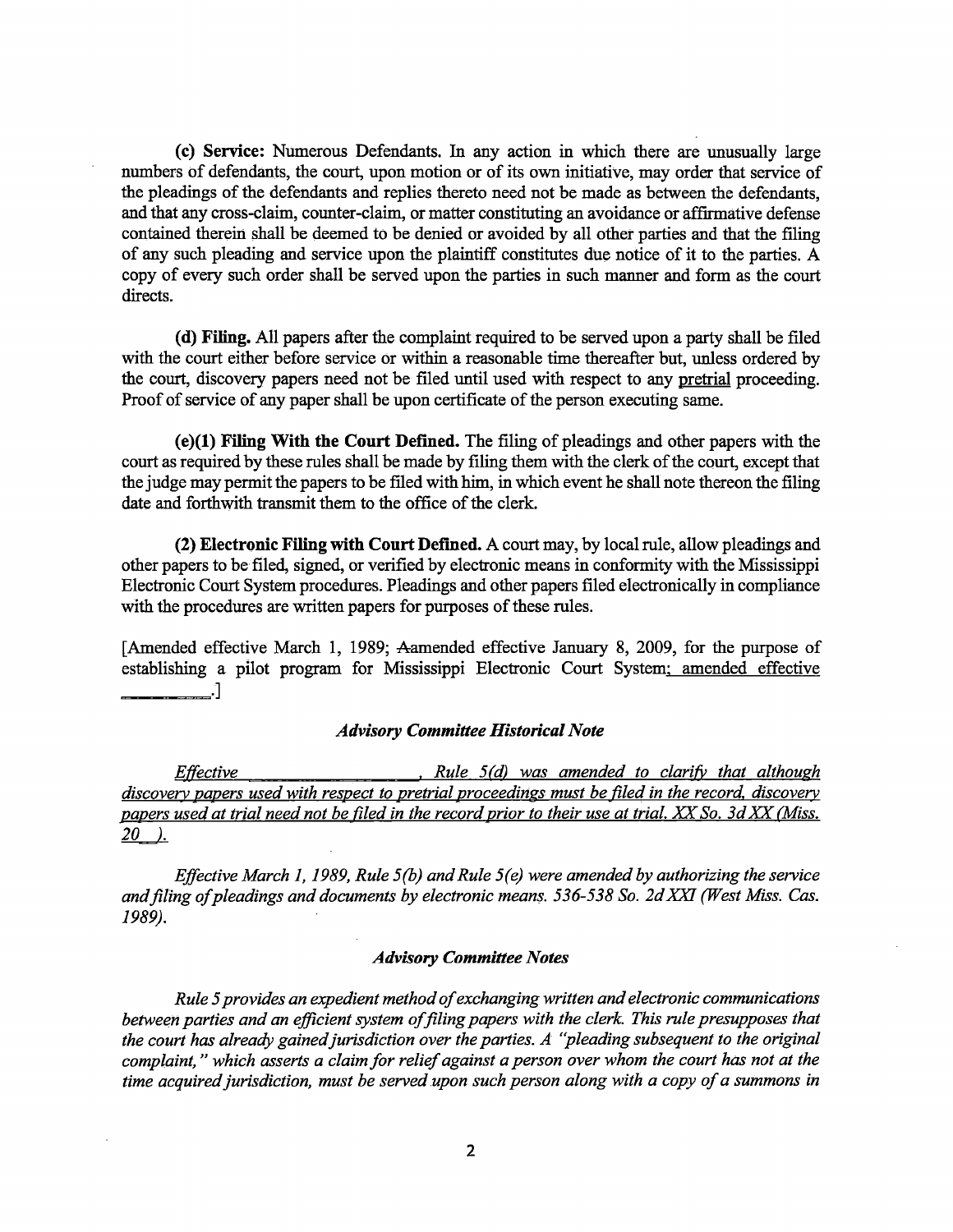**(c) Service:** Numerous Defendants. In any action in which there are unusually large numbers of defendants, the court, upon motion or of its own initiative, may order that service of the pleadings of the defendants and replies thereto need not be made as between the defendants, and that any cross-claim, counter-claim, or matter constituting an avoidance or affirmative defense contained therein shall be deemed to be denied or avoided by all other parties and that the filing of any such pleading and service upon the plaintiff constitutes due notice of it to the parties. A copy of every such order shall be served upon the parties in such manner and form as the court directs.

**(d) Filing.** All papers after the complaint required to be served upon a party shall be filed with the court either before service or within a reasonable time thereafter but, unless ordered by the court, discovery papers need not be filed until used with respect to any pretrial proceeding. Proof of service of any paper shall be upon certificate of the person executing same.

**(e)(1) Filing With the Court Defined.** The filing of pleadings and other papers with the court as required by these rules shall be made by filing them with the clerk of the court, except that the judge may permit the papers to be filed with him, in which event he shall note thereon the filing date and forthwith transmit them to the office of the clerk.

**(2) Electronic Filing with Court Defined.** A court may, by local rule, allow pleadings and other papers to be filed, signed, or verified by electronic means in conformity with the Mississippi Electronic Court System procedures. Pleadings and other papers filed electronically in compliance with the procedures are written papers for purposes of these rules.

[Amended effective March 1, 1989; Aamended effective January 8, 2009, for the purpose of establishing a pilot program for Mississippi Electronic Court System; amended effective ________.]

### *Advisory Committee Historical Note*

*Effective ________________, Rule 5(d) was amended to clarify that although discovery papers used with respect to pretrial proceedings must be filed in the record, discovery papers used at trial need not be filed in the record prior to their use at trial. XX So. 3d XX (Miss. 20__).*

*Effective March 1, 1989, Rule 5(b) and Rule 5(e) were amended by authorizing the service and filing of pleadings and documents by electronic means. 536-538 So. 2d XXI (West Miss. Cas. 1989).*

### *Advisory Committee Notes*

*Rule 5 provides an expedient method of exchanging written and electronic communications between parties and an efficient system of filing papers with the clerk. This rule presupposes that the court has already gained jurisdiction over the parties. A "pleading subsequent to the original complaint," which asserts a claim for relief against a person over whom the court has not at the time acquired jurisdiction, must be served upon such person along with a copy of a summons in*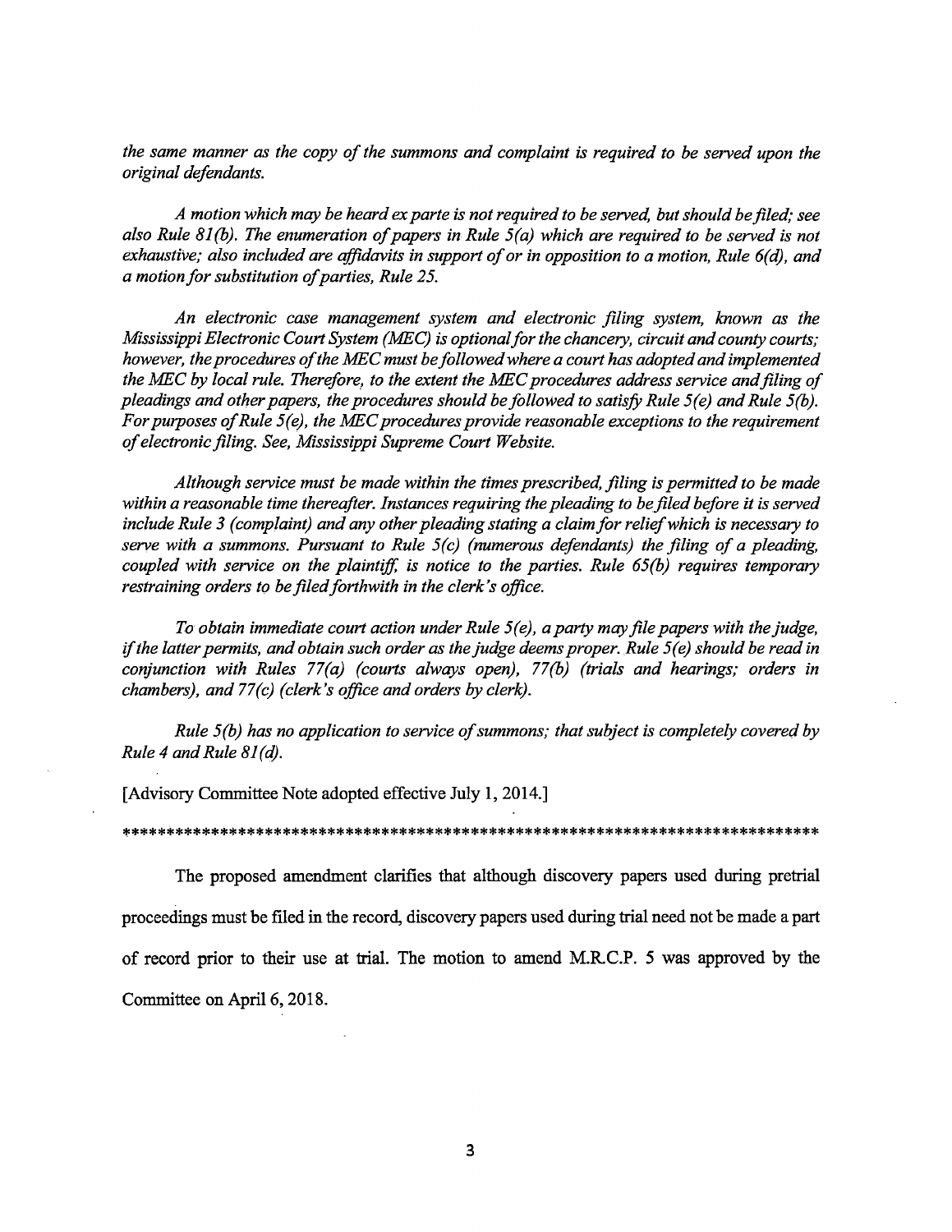*the same manner as the copy of the summons and complaint is required to be served upon the original defendants.*

*A motion which may be heard ex parte is not required to be served, but should be filed; see also Rule 81(b). The enumeration of papers in Rule 5(a) which are required to be served is not exhaustive; also included are affidavits in support of or in opposition to a motion, Rule 6(d), and a motion for substitution of parties, Rule 25.*

*An electronic case management system and electronic filing system, known as the Mississippi Electronic Court System (MEC) is optional for the chancery, circuit and county courts; however, the procedures of the MEC must be followed where a court has adopted and implemented the MEC by local rule. Therefore, to the extent the MEC procedures address service and filing of pleadings and other papers, the procedures should be followed to satisfy Rule 5(e) and Rule 5(b). For purposes of Rule 5(e), the MEC procedures provide reasonable exceptions to the requirement of electronic filing. See, Mississippi Supreme Court Website.*

*Although service must be made within the times prescribed, filing is permitted to be made within a reasonable time thereafter. Instances requiring the pleading to be filed before it is served include Rule 3 (complaint) and any other pleading stating a claim for relief which is necessary to serve with a summons. Pursuant to Rule 5(c) (numerous defendants) the filing of a pleading, coupled with service on the plaintiff, is notice to the parties. Rule 65(b) requires temporary restraining orders to be filed forthwith in the clerk's office.*

*To obtain immediate court action under Rule 5(e), a party may file papers with the judge, if the latter permits, and obtain such order as the judge deems proper. Rule 5(e) should be read in conjunction with Rules 77(a) (courts always open), 77(b) (trials and hearings; orders in chambers), and 77(c) (clerk's office and orders by clerk).*

*Rule 5(b) has no application to service of summons; that subject is completely covered by Rule 4 and Rule 81(d).*

[Advisory Committee Note adopted effective July 1, 2014.]

*******************************************************************************

The proposed amendment clarifies that although discovery papers used during pretrial proceedings must be filed in the record, discovery papers used during trial need not be made a part of record prior to their use at trial. The motion to amend M.R.C.P. 5 was approved by the Committee on April 6, 2018.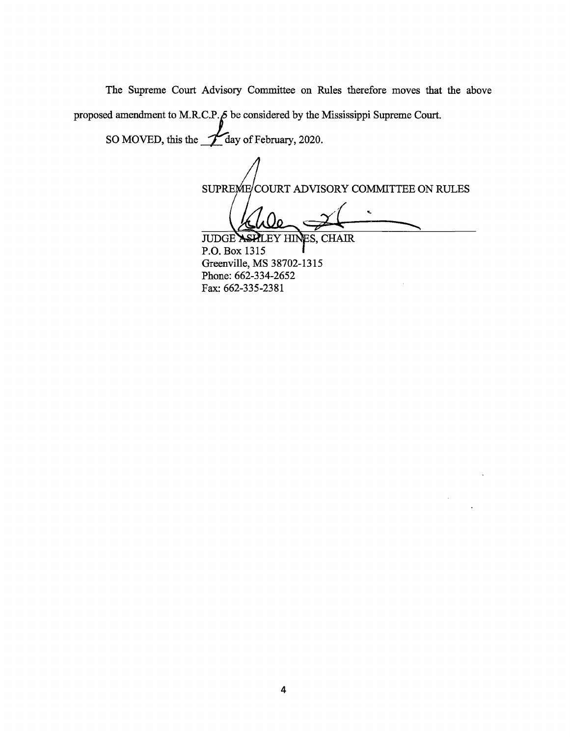The Supreme Court Advisory Committee on Rules therefore moves that the above proposed amendment to M.R.C.P. 5 be considered by the Mississippi Supreme Court.

SO MOVED, this the 7 day of February, 2020.

SUPREME COURT ADVISORY COMMITTEE ON RULES

JUDGE ASHLEY HINES, CHAIR
P.O. Box 1315
Greenville, MS 38702-1315
Phone: 662-334-2652
Fax: 662-335-2381